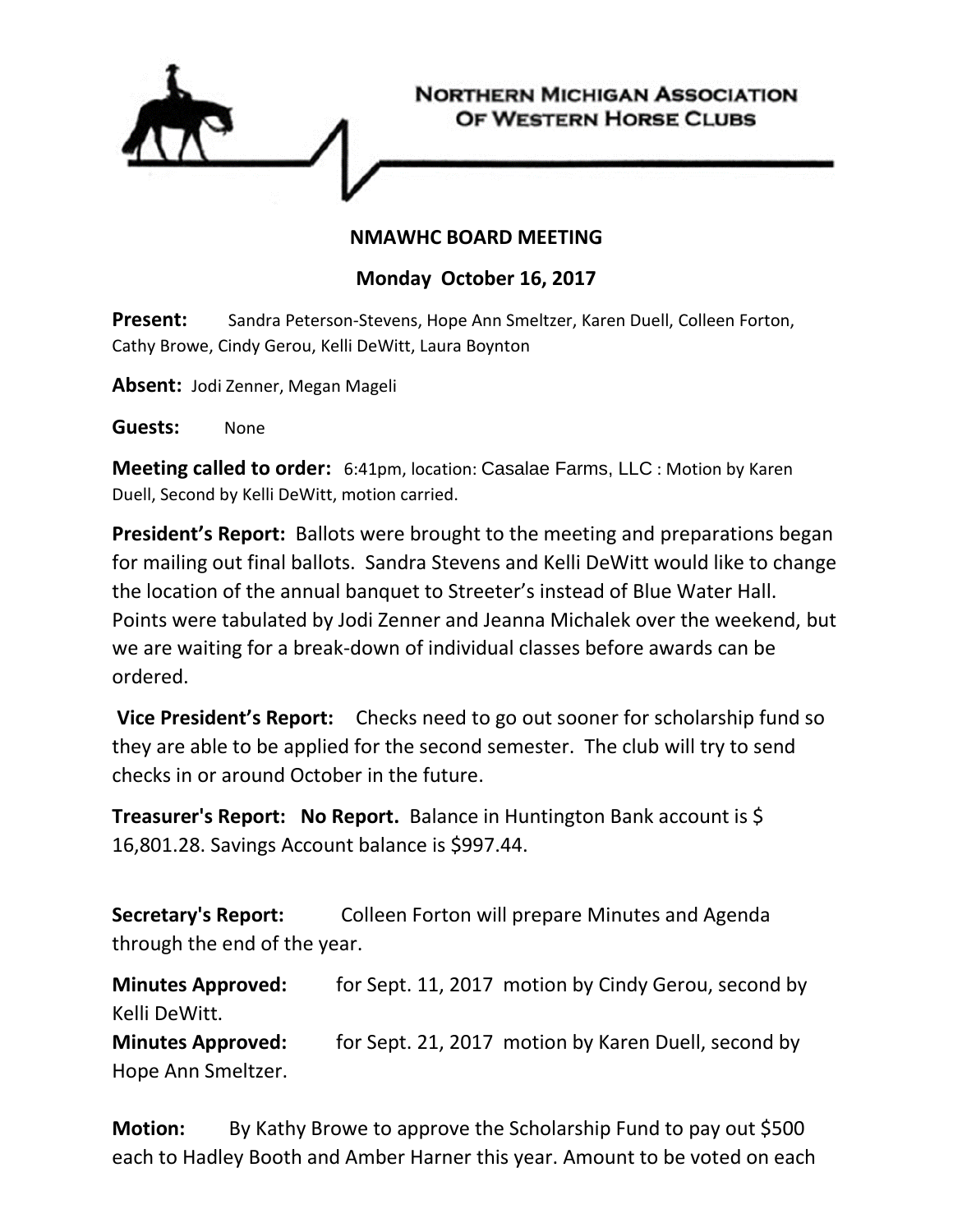NORTHERN MICHIGAN ASSOCIATION OF WESTERN HORSE CLUBS

## NMAWHC BOARD MEETING

### Monday October 16, 2017

**Present:** Sandra Peterson-Stevens, Hope Ann Smeltzer, Karen Duell, Colleen Forton, Cathy Browe, Cindy Gerou, Kelli DeWitt, Laura Boynton

**Absent:** Jodi Zenner, Megan Mageli

**Guests:** None

**Meeting called to order:** 6:41pm, location: Casalae Farms, LLC : Motion by Karen Duell, Second by Kelli DeWitt, motion carried.

**President's Report:** Ballots were brought to the meeting and preparations began for mailing out final ballots. Sandra Stevens and Kelli DeWitt would like to change the location of the annual banquet to Streeter's instead of Blue Water Hall. Points were tabulated by Jodi Zenner and Jeanna Michalek over the weekend, but we are waiting for a break-down of individual classes before awards can be ordered.

**Vice President's Report:** Checks need to go out sooner for scholarship fund so they are able to be applied for the second semester. The club will try to send checks in or around October in the future.

**Treasurer's Report:** **No Report.** Balance in Huntington Bank account is $ 16,801.28. Savings Account balance is $997.44.

**Secretary's Report:** Colleen Forton will prepare Minutes and Agenda through the end of the year.

**Minutes Approved:** for Sept. 11, 2017 motion by Cindy Gerou, second by Kelli DeWitt.
**Minutes Approved:** for Sept. 21, 2017 motion by Karen Duell, second by Hope Ann Smeltzer.

**Motion:** By Kathy Browe to approve the Scholarship Fund to pay out $500 each to Hadley Booth and Amber Harner this year. Amount to be voted on each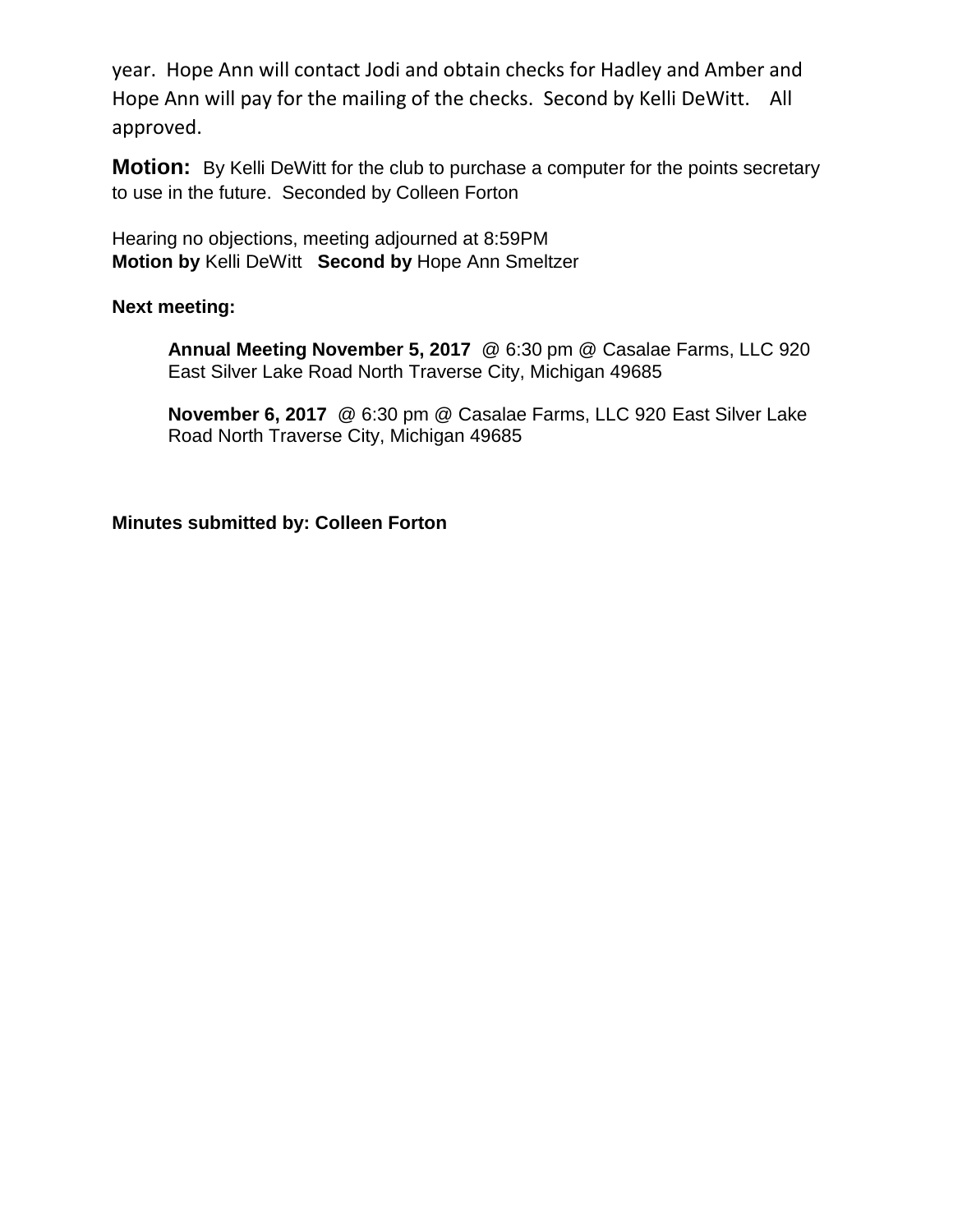year. Hope Ann will contact Jodi and obtain checks for Hadley and Amber and Hope Ann will pay for the mailing of the checks. Second by Kelli DeWitt. All approved.

**Motion:** By Kelli DeWitt for the club to purchase a computer for the points secretary to use in the future. Seconded by Colleen Forton

Hearing no objections, meeting adjourned at 8:59PM
**Motion by** Kelli DeWitt **Second by** Hope Ann Smeltzer

**Next meeting:**

> **Annual Meeting November 5, 2017** @ 6:30 pm @ Casalae Farms, LLC 920 East Silver Lake Road North Traverse City, Michigan 49685
>
> **November 6, 2017** @ 6:30 pm @ Casalae Farms, LLC 920 East Silver Lake Road North Traverse City, Michigan 49685

**Minutes submitted by: Colleen Forton**